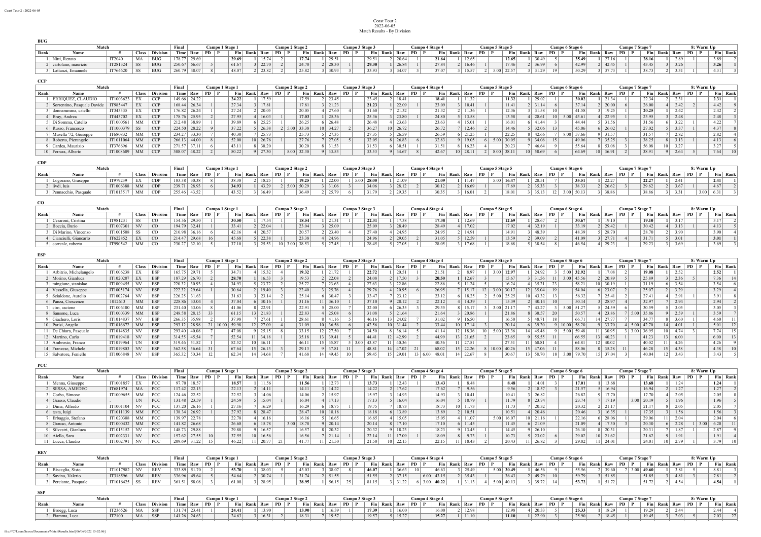# Coast Tour 2

2022-06-05

Match Results - By Division

## BUG

| Match | | | | | Final | Campo 1 Stage 1 | | | | | Campo 2 Stage 2 | | | | | Campo 3 Stage 3 | | | | | Campo 4 Stage 4 | | | | | Campo 5 Stage 5 | | | | | Campo 6 Stage 6 | | | | | Campo 7 Stage 7 | | | | | 8: Warm Up | | | | |
|---|---|---|---|---|---|---|---|---|---|---|---|---|---|---|---|---|---|---|---|---|---|---|---|---|---|---|---|---|---|---|---|---|---|---|---|---|---|---|---|---|---|---|---|---|---|
| Rank | Name | # | Class | Division | Time | Raw | PD | P | Fin | Rank | Raw | PD | P | Fin | Rank | Raw | PD | P | Fin | Rank | Raw | PD | P | Fin | Rank | Raw | PD | P | Fin | Rank | Raw | PD | P | Fin | Rank | Raw | PD | P | Fin | Rank | Raw | PD | P | Fin | Rank |
| 1 | Nitti, Renato | IT2040 | MA | BUG | 178.77 | 29.69 | | | 29.69 | 1 | 15.74 | 2 | | 17.74 | 1 | 29.51 | | | 29.51 | 2 | 20.64 | 1 | | 21.64 | 1 | 12.65 | | | 12.65 | 1 | 30.49 | 5 | | 35.49 | 1 | 27.16 | 1 | | 28.16 | 1 | 2.89 | 1 | | 3.89 | 2 |
| 2 | cartolano, maurizio | IT281324 | SS | BUG | 250.67 | 56.67 | 5 | | 61.67 | 3 | 22.70 | 2 | | 24.70 | 2 | 28.30 | 1 | | 29.30 | 1 | 26.84 | 1 | | 27.84 | 2 | 16.46 | 1 | | 17.46 | 2 | 36.99 | 6 | | 42.99 | 2 | 42.45 | 1 | | 43.45 | 3 | 3.26 | | | 3.26 | 1 |
| 3 | Lattanzi, Emanuele | IT764620 | SS | BUG | 260.79 | 40.07 | 8 | | 48.07 | 2 | 23.82 | 2 | | 25.82 | 3 | 30.93 | 3 | | 33.93 | 3 | 34.07 | 3 | | 37.07 | 3 | 15.57 | 2 | 5.00 | 22.57 | 3 | 31.29 | 19 | | 50.29 | 3 | 37.73 | 1 | | 38.73 | 2 | 3.31 | 1 | | 4.31 | 3 |

## CCP

| Match | | | | | Final | Campo 1 Stage 1 | | | | | Campo 2 Stage 2 | | | | | Campo 3 Stage 3 | | | | | Campo 4 Stage 4 | | | | | Campo 5 Stage 5 | | | | | Campo 6 Stage 6 | | | | | Campo 7 Stage 7 | | | | | 8: Warm Up | | | | |
|---|---|---|---|---|---|---|---|---|---|---|---|---|---|---|---|---|---|---|---|---|---|---|---|---|---|---|---|---|---|---|---|---|---|---|---|---|---|---|---|---|---|---|---|---|---|
| Rank | Name | # | Class | Division | Time | Raw | PD | P | Fin | Rank | Raw | PD | P | Fin | Rank | Raw | PD | P | Fin | Rank | Raw | PD | P | Fin | Rank | Raw | PD | P | Fin | Rank | Raw | PD | P | Fin | Rank | Raw | PD | P | Fin | Rank | Raw | PD | P | Fin | Rank |
| 1 | ERRIQUEZ, CLAUDIO | IT1003623 | EX | CCP | 149.66 | 24.22 | | | 24.22 | 1 | 17.59 | | | 17.59 | 2 | 23.45 | | | 23.45 | 2 | 18.41 | | | 18.41 | 1 | 11.32 | | | 11.32 | 1 | 29.02 | 1 | | 30.02 | 1 | 21.34 | 1 | | 22.34 | 2 | 2.31 | | | 2.31 | 1 |
| 2 | Sorrentino, Pasquale Davide | IT985447 | EX | CCP | 168.44 | 26.34 | 1 | | 27.34 | 3 | 17.81 | | | 17.81 | 3 | 21.23 | | | 21.23 | 1 | 22.09 | 1 | | 23.09 | 3 | 10.41 | 1 | | 11.41 | 2 | 31.14 | 6 | | 37.14 | 2 | 20.00 | 6 | | 26.00 | 4 | 2.42 | 2 | | 4.42 | 9 |
| 3 | donnarumma, catello | IT343335 | EX | CCP | 176.82 | 26.24 | 1 | | 27.24 | 2 | 20.05 | | | 20.05 | 4 | 27.60 | 4 | | 31.60 | 7 | 21.32 | | | 21.32 | 2 | 11.36 | 1 | | 12.36 | 3 | 31.58 | 10 | | 41.58 | 3 | 19.25 | 1 | | 20.25 | 1 | 2.42 | | | 2.42 | 2 |
| 4 | Bray, Andrea | IT443702 | EX | CCP | 178.76 | 25.95 | 2 | | 27.95 | 4 | 16.03 | 1 | | 17.03 | 1 | 25.36 | | | 25.36 | 3 | 23.80 | 1 | | 24.80 | 5 | 13.58 | | | 13.58 | 4 | 28.61 | 10 | 5.00 | 43.61 | 4 | 22.95 | 1 | | 23.95 | 3 | 2.48 | | | 2.48 | 3 |
| 5 | Di Somma, Catello | IT1000561 | MM | CCP | 212.48 | 38.89 | 1 | | 39.89 | 6 | 25.25 | 1 | | 26.25 | 6 | 26.48 | | | 26.48 | 4 | 23.63 | | | 23.63 | 4 | 15.01 | 1 | | 16.01 | 6 | 41.44 | 3 | | 44.44 | 5 | 31.56 | | | 31.56 | 6 | 3.22 | 1 | | 4.22 | 7 |
| 6 | Russo, Francesco | IT1000379 | SS | CCP | 224.50 | 28.22 | 9 | | 37.22 | 5 | 26.38 | 2 | 5.00 | 33.38 | 10 | 34.27 | 2 | | 36.27 | 10 | 26.72 | | | 26.72 | 7 | 12.46 | 2 | | 14.46 | 5 | 32.06 | 13 | | 45.06 | 6 | 26.02 | 1 | | 27.02 | 5 | 3.37 | 1 | | 4.37 | 8 |
| 7 | Musella '72, Giuseppe | IT680832 | MM | CCP | 234.27 | 33.30 | 7 | | 40.30 | 7 | 25.73 | | | 25.73 | 5 | 27.35 | | | 27.35 | 5 | 26.59 | | | 26.59 | 6 | 21.25 | 1 | | 22.25 | 8 | 42.66 | 7 | 8.00 | 57.66 | 9 | 31.57 | | | 31.57 | 7 | 2.82 | | | 2.82 | 4 |
| 8 | Roberto, Pierangelo | IT1011064 | MM | CCP | 266.13 | 44.00 | 8 | | 52.00 | 10 | 26.76 | 1 | | 27.76 | 7 | 27.05 | 5 | | 32.05 | 8 | 26.83 | 6 | | 32.83 | 9 | 19.05 | 6 | 5.00 | 30.05 | 9 | 34.06 | 15 | | 49.06 | 7 | 35.25 | 3 | | 38.25 | 8 | 3.13 | 1 | | 4.13 | 6 |
| 9 | Cardea, Maurizio | IT376696 | MM | CCP | 271.57 | 37.11 | 6 | | 43.11 | 8 | 30.20 | | | 30.20 | 8 | 31.53 | | | 31.53 | 6 | 30.51 | 1 | | 31.51 | 8 | 16.23 | 4 | | 20.23 | 7 | 46.64 | 9 | | 55.64 | 8 | 53.08 | 3 | | 56.08 | 10 | 3.27 | | | 3.27 | 5 |
| 10 | Ferrara, Alberto | IT1008689 | MM | CCP | 308.07 | 48.22 | 2 | | 50.22 | 9 | 27.30 | | 5.00 | 32.30 | 9 | 33.53 | | | 33.53 | 9 | 34.67 | 8 | | 42.67 | 10 | 28.11 | 2 | 8.00 | 38.11 | 10 | 58.69 | 6 | | 64.69 | 10 | 36.91 | 2 | | 38.91 | 9 | 2.64 | 5 | | 7.64 | 10 |

## CDP

| Match | | | | | Final | Campo 1 Stage 1 | | | | | Campo 2 Stage 2 | | | | | Campo 3 Stage 3 | | | | | Campo 4 Stage 4 | | | | | Campo 5 Stage 5 | | | | | Campo 6 Stage 6 | | | | | Campo 7 Stage 7 | | | | | 8: Warm Up | | | | |
|---|---|---|---|---|---|---|---|---|---|---|---|---|---|---|---|---|---|---|---|---|---|---|---|---|---|---|---|---|---|---|---|---|---|---|---|---|---|---|---|---|---|---|---|---|---|
| Rank | Name | # | Class | Division | Time | Raw | PD | P | Fin | Rank | Raw | PD | P | Fin | Rank | Raw | PD | P | Fin | Rank | Raw | PD | P | Fin | Rank | Raw | PD | P | Fin | Rank | Raw | PD | P | Fin | Rank | Raw | PD | P | Fin | Rank | Raw | PD | P | Fin | Rank |
| 1 | Logorano, Giuseppe | IT979239 | EX | CDP | 183.38 | 30.38 | 8 | | 38.38 | 2 | 18.25 | 1 | | 19.25 | 1 | 22.00 | 1 | 5.00 | 28.00 | 1 | 21.09 | | | 21.09 | 1 | 11.47 | | 5.00 | 16.47 | 1 | 28.51 | 7 | | 35.51 | 1 | 22.27 | | | 22.27 | 1 | 2.41 | | | 2.41 | 1 |
| 2 | livdi, luis | IT1006388 | MM | CDP | 239.71 | 28.93 | 6 | | 34.93 | 1 | 43.29 | 2 | 5.00 | 50.29 | 3 | 31.06 | 3 | | 34.06 | 3 | 28.12 | 2 | | 30.12 | 2 | 16.69 | 1 | | 17.69 | 2 | 35.33 | 3 | | 38.33 | 2 | 26.62 | 3 | | 29.62 | 2 | 3.67 | 1 | | 4.67 | 2 |
| 3 | Pennacchio, Pasquale | IT1013517 | MM | CDP | 255.46 | 43.52 | | | 43.52 | 3 | 36.49 | | | 36.49 | 2 | 25.79 | 6 | | 31.79 | 2 | 29.35 | 1 | | 30.35 | 3 | 16.01 | 2 | | 18.01 | 3 | 35.13 | 12 | 3.00 | 50.13 | 3 | 38.86 | | | 38.86 | 3 | 3.31 | | 3.00 | 6.31 | 3 |

## CO

| Match | | | | | Final | Campo 1 Stage 1 | | | | | Campo 2 Stage 2 | | | | | Campo 3 Stage 3 | | | | | Campo 4 Stage 4 | | | | | Campo 5 Stage 5 | | | | | Campo 6 Stage 6 | | | | | Campo 7 Stage 7 | | | | | 8: Warm Up | | | | |
|---|---|---|---|---|---|---|---|---|---|---|---|---|---|---|---|---|---|---|---|---|---|---|---|---|---|---|---|---|---|---|---|---|---|---|---|---|---|---|---|---|---|---|---|---|---|
| Rank | Name | # | Class | Division | Time | Raw | PD | P | Fin | Rank | Raw | PD | P | Fin | Rank | Raw | PD | P | Fin | Rank | Raw | PD | P | Fin | Rank | Raw | PD | P | Fin | Rank | Raw | PD | P | Fin | Rank | Raw | PD | P | Fin | Rank | Raw | PD | P | Fin | Rank |
| 1 | Cesaroni, Cristina | IT981231 | SS | CO | 154.36 | 29.50 | 1 | | 30.50 | 1 | 17.54 | 1 | | 18.54 | 1 | 21.31 | 1 | | 22.31 | 1 | 17.38 | | | 17.38 | 1 | 12.69 | | | 12.69 | 1 | 28.67 | 2 | | 30.67 | 1 | 19.10 | | | 19.10 | 1 | 3.17 | | | 3.17 | 2 |
| 2 | Boccia, Dario | IT1007301 | NV | CO | 194.79 | 32.41 | 1 | | 33.41 | 2 | 22.04 | 1 | | 23.04 | 3 | 25.09 | | | 25.09 | 3 | 28.49 | | | 28.49 | 4 | 17.02 | | | 17.02 | 4 | 32.19 | 1 | | 33.19 | 2 | 29.42 | 1 | | 30.42 | 4 | 3.13 | 1 | | 4.13 | 5 |
| 3 | Di Marino, Vincenzo | IT1001508 | SS | CO | 210.98 | 36.16 | 6 | | 42.16 | 4 | 20.57 | | | 20.57 | 2 | 23.40 | 4 | | 27.40 | 4 | 24.95 | | | 24.95 | 2 | 14.91 | | | 14.91 | 3 | 48.39 | | | 48.39 | 5 | 28.70 | | | 28.70 | 2 | 3.90 | | | 3.90 | 4 |
| 4 | Cianciulli, Giancarlo | IT622852 | EX | CO | 214.47 | 29.68 | 16 | | 45.68 | 5 | 22.38 | 1 | | 23.38 | 4 | 24.96 | | | 24.96 | 2 | 29.05 | 2 | | 31.05 | 5 | 12.59 | 1 | | 13.59 | 2 | 39.09 | 2 | | 41.09 | 3 | 27.71 | 4 | | 31.71 | 5 | 3.01 | | | 3.01 | 1 |
| 5 | correale, roberto | IT990542 | MM | CO | 230.27 | 32.10 | 5 | | 37.10 | 3 | 25.53 | 10 | 3.00 | 38.53 | 5 | 27.45 | 1 | | 28.45 | 5 | 27.05 | 1 | | 28.05 | 3 | 17.68 | 1 | | 18.68 | 5 | 38.54 | 8 | | 46.54 | 4 | 29.23 | | | 29.23 | 3 | 3.69 | | | 3.69 | 3 |

## ESP

| Match | | | | | Final | Campo 1 Stage 1 | | | | | Campo 2 Stage 2 | | | | | Campo 3 Stage 3 | | | | | Campo 4 Stage 4 | | | | | Campo 5 Stage 5 | | | | | Campo 6 Stage 6 | | | | | Campo 7 Stage 7 | | | | | 8: Warm Up | | | | |
|---|---|---|---|---|---|---|---|---|---|---|---|---|---|---|---|---|---|---|---|---|---|---|---|---|---|---|---|---|---|---|---|---|---|---|---|---|---|---|---|---|---|---|---|---|---|
| Rank | Name | # | Class | Division | Time | Raw | PD | P | Fin | Rank | Raw | PD | P | Fin | Rank | Raw | PD | P | Fin | Rank | Raw | PD | P | Fin | Rank | Raw | PD | P | Fin | Rank | Raw | PD | P | Fin | Rank | Raw | PD | P | Fin | Rank | Raw | PD | P | Fin | Rank |
| 1 | Arbitrio, Michelangelo | IT1006238 | EX | ESP | 165.75 | 29.71 | 5 | | 34.71 | 4 | 15.32 | 4 | | 19.32 | 1 | 21.72 | 1 | | 22.72 | 1 | 20.51 | 1 | | 21.51 | 2 | 8.97 | 1 | 3.00 | 12.97 | 1 | 24.92 | 3 | 5.00 | 32.92 | 1 | 17.08 | 2 | | 19.08 | 1 | 2.52 | | | 2.52 | 1 |
| 2 | Morino, Gianluca | IT1020207 | EX | ESP | 187.29 | 26.70 | 2 | | 28.70 | 1 | 16.53 | 3 | | 19.53 | 2 | 22.08 | 2 | | 24.08 | 2 | 17.50 | 3 | | 20.50 | 1 | 12.67 | 3 | | 15.67 | 3 | 31.56 | 11 | 3.00 | 45.56 | 2 | 20.89 | 5 | | 25.89 | 3 | 2.36 | 5 | | 7.36 | 14 |
| 3 | mingione, stanislao | IT1009455 | NV | ESP | 220.32 | 30.93 | 4 | | 34.93 | 5 | 23.72 | 2 | | 25.72 | 7 | 23.63 | 4 | | 27.63 | 3 | 22.86 | | | 22.86 | 5 | 11.24 | 5 | | 16.24 | 4 | 35.21 | 23 | | 58.21 | 10 | 30.19 | 1 | | 31.19 | 6 | 3.54 | | | 3.54 | 6 |
| 4 | Vessella, Giuseppe | IT1005174 | NV | ESP | 222.32 | 29.64 | 1 | | 30.64 | 2 | 19.40 | 3 | | 22.40 | 3 | 25.76 | 4 | | 29.76 | 4 | 20.95 | 6 | | 26.95 | 7 | 15.17 | 12 | 3.00 | 30.17 | 12 | 35.04 | 19 | | 54.04 | 6 | 23.07 | 2 | | 25.07 | 2 | 3.29 | | | 3.29 | 4 |
| 5 | Scialdone, Aurelio | IT1002764 | NV | ESP | 226.25 | 31.63 | | | 31.63 | 3 | 23.14 | 2 | | 25.14 | 6 | 30.47 | 3 | | 33.47 | 7 | 23.12 | | | 23.12 | 6 | 18.25 | 2 | 5.00 | 25.25 | 10 | 43.32 | 13 | | 56.32 | 7 | 25.41 | 2 | | 27.41 | 4 | 2.91 | 1 | | 3.91 | 8 |
| 6 | Panza, Crescenzo | 1012613 | MM | ESP | 228.86 | 33.04 | 4 | | 37.04 | 6 | 30.16 | 1 | | 31.16 | 11 | 36.10 | 1 | | 37.10 | 9 | 20.12 | 2 | | 22.12 | 4 | 14.39 | 1 | | 15.39 | 2 | 40.14 | 10 | | 50.14 | 3 | 28.97 | 4 | | 32.97 | 7 | 2.94 | | | 2.94 | 2 |
| 7 | ciro, ascione | IT1006180 | MM | ESP | 231.40 | 33.06 | 8 | | 41.06 | 8 | 22.91 | | | 22.91 | 5 | 25.00 | 7 | | 32.00 | 6 | 26.35 | 3 | | 29.35 | 8 | 15.17 | 3 | 3.00 | 21.17 | 7 | 43.27 | 3 | 5.00 | 51.27 | 5 | 24.59 | 6 | | 30.59 | 5 | 3.05 | | | 3.05 | 3 |
| 8 | Sansone, Luca | IT1000339 | MM | ESP | 248.58 | 28.15 | 33 | | 61.15 | 13 | 21.83 | 1 | | 22.83 | 4 | 25.08 | 6 | | 31.08 | 5 | 21.64 | | | 21.64 | 3 | 20.86 | 1 | | 21.86 | 8 | 30.57 | 20 | | 50.57 | 4 | 23.86 | 7 | 5.00 | 35.86 | 9 | 2.59 | 1 | | 3.59 | 7 |
| 9 | Giachero, Loris | IT1014837 | NV | ESP | 266.35 | 35.98 | 2 | | 37.98 | 7 | 27.61 | 1 | | 28.61 | 8 | 41.16 | 5 | | 46.16 | 13 | 24.02 | 7 | | 31.02 | 9 | 16.50 | | | 16.50 | 5 | 48.71 | 18 | | 66.71 | 14 | 27.77 | 7 | | 34.77 | 8 | 3.60 | 1 | | 4.60 | 11 |
| 10 | Parisi, Angelo | IT1016672 | MM | ESP | 293.12 | 28.98 | 21 | 10.00 | 59.98 | 12 | 27.09 | 4 | | 31.09 | 10 | 36.56 | 6 | | 42.56 | 10 | 31.44 | 2 | | 33.44 | 10 | 17.14 | 3 | | 20.14 | 6 | 39.20 | 9 | 10.00 | 58.20 | 9 | 33.70 | 4 | 5.00 | 42.70 | 14 | 4.01 | 1 | | 5.01 | 12 |
| 11 | De Chiara, Pasquale | IT1014835 | NV | ESP | 293.40 | 40.08 | 7 | | 47.08 | 9 | 25.15 | 8 | | 33.15 | 12 | 27.50 | 7 | | 34.50 | 8 | 36.14 | 5 | | 41.14 | 12 | 18.36 | 10 | 5.00 | 33.36 | 14 | 45.48 | 9 | 5.00 | 59.48 | 11 | 30.95 | 3 | 3.00 | 36.95 | 10 | 4.74 | 3 | | 7.74 | 15 |
| 12 | Martino, Carlo | IT1019418 | NV | ESP | 314.55 | 45.54 | 7 | | 52.54 | 11 | 34.18 | 1 | | 35.18 | 13 | 39.41 | 5 | | 44.41 | 12 | 42.99 | 2 | | 44.99 | 13 | 21.65 | 2 | | 23.65 | 9 | 55.55 | 11 | | 66.55 | 13 | 40.23 | 1 | | 41.23 | 13 | 6.00 | | | 6.00 | 13 |
| 13 | Ambrosio, Franco | IT1019964 | UN | ESP | 319.46 | 51.52 | 1 | | 52.52 | 10 | 46.11 | | | 46.11 | 15 | 35.87 | 5 | 3.00 | 43.87 | 11 | 40.36 | | | 40.36 | 11 | 27.51 | | | 27.51 | 11 | 60.81 | 4 | | 64.81 | 12 | 40.02 | | | 40.02 | 11 | 4.26 | | | 4.26 | 9 |
| 14 | Franzese, Michele | IT1019803 | NV | ESP | 362.58 | 36.64 | 31 | | 67.64 | 15 | 26.13 | 3 | | 29.13 | 9 | 37.81 | 11 | | 48.81 | 14 | 47.02 | 21 | | 68.02 | 15 | 22.26 | 8 | 10.00 | 40.26 | 15 | 47.06 | 11 | | 58.06 | 8 | 35.28 | 11 | | 46.28 | 15 | 4.38 | | | 4.38 | 10 |
| 15 | Salvatore, Feniello | IT1006848 | NV | ESP | 365.32 | 50.34 | 12 | | 62.34 | 14 | 34.68 | 7 | | 41.68 | 14 | 49.45 | 10 | | 59.45 | 15 | 29.01 | 13 | 6.00 | 48.01 | 14 | 22.67 | 8 | | 30.67 | 13 | 58.70 | 18 | 3.00 | 79.70 | 15 | 37.04 | 3 | | 40.04 | 12 | 3.43 | | | 3.43 | 5 |

## PCC

| Match | | | | | Final | Campo 1 Stage 1 | | | | | Campo 2 Stage 2 | | | | | Campo 3 Stage 3 | | | | | Campo 4 Stage 4 | | | | | Campo 5 Stage 5 | | | | | Campo 6 Stage 6 | | | | | Campo 7 Stage 7 | | | | | 8: Warm Up | | | | |
|---|---|---|---|---|---|---|---|---|---|---|---|---|---|---|---|---|---|---|---|---|---|---|---|---|---|---|---|---|---|---|---|---|---|---|---|---|---|---|---|---|---|---|---|---|---|
| Rank | Name | # | Class | Division | Time | Raw | PD | P | Fin | Rank | Raw | PD | P | Fin | Rank | Raw | PD | P | Fin | Rank | Raw | PD | P | Fin | Rank | Raw | PD | P | Fin | Rank | Raw | PD | P | Fin | Rank | Raw | PD | P | Fin | Rank | Raw | PD | P | Fin | Rank |
| 1 | Menna, Giuseppe | IT1001857 | EX | PCC | 97.70 | 18.57 | | | 18.57 | 1 | 11.56 | | | 11.56 | 1 | 12.73 | 1 | | 13.73 | 1 | 12.43 | 1 | | 13.43 | 1 | 8.48 | | | 8.48 | 1 | 14.01 | 3 | | 17.01 | 1 | 13.68 | | | 13.68 | 1 | 1.24 | | | 1.24 | 1 |
| 2 | SESSA, AMEDEO | IT681974 | MA | PCC | 117.42 | 22.13 | | | 22.13 | 2 | 14.11 | | | 14.11 | 3 | 14.22 | | | 14.22 | 2 | 17.62 | | | 17.62 | 7 | 9.56 | | | 9.56 | 2 | 18.57 | 3 | | 21.57 | 5 | 16.94 | | | 16.94 | 2 | 1.27 | | | 1.27 | 2 |
| 3 | Corbo, Simone | IT1009655 | MM | PCC | 124.46 | 22.52 | | | 22.52 | 3 | 14.06 | | | 14.06 | 2 | 15.97 | | | 15.97 | 3 | 14.93 | | | 14.93 | 3 | 10.41 | | | 10.41 | 3 | 26.82 | | | 26.82 | 9 | 17.70 | | | 17.70 | 4 | 2.05 | | | 2.05 | 8 |
| 4 | Grasso, Claudio | . | UN | PCC | 131.48 | 23.59 | 1 | | 24.59 | 5 | 15.04 | 1 | | 16.04 | 4 | 17.13 | | | 17.13 | 5 | 16.04 | | | 16.04 | 5 | 10.79 | 1 | | 11.79 | 8 | 23.74 | | | 23.74 | 7 | 17.19 | | 3.00 | 20.19 | 5 | 1.96 | | | 1.96 | 5 |
| 5 | Dima, Alfredo | IT1001104 | NV | PCC | 137.20 | 26.16 | 1 | | 27.16 | 7 | 16.29 | | | 16.29 | 6 | 18.75 | 1 | | 19.75 | 7 | 18.73 | | | 18.73 | 10 | 11.73 | | | 11.73 | 7 | 20.32 | | | 20.32 | 2 | 21.17 | | | 21.17 | 8 | 2.05 | | | 2.05 | 7 |
| 6 | testa, luigi | IT1011139 | MM | PCC | 138.34 | 26.92 | 1 | | 27.92 | 8 | 28.47 | | | 28.47 | 10 | 18.18 | | | 18.18 | 6 | 13.89 | | | 13.89 | 2 | 10.51 | | | 10.51 | 4 | 20.46 | | | 20.46 | 3 | 16.35 | 1 | | 17.35 | 3 | 1.56 | | | 1.56 | 3 |
| 7 | Erbaggio, Stefano | IT1020388 | MM | PCC | 139.97 | 22.78 | | | 22.78 | 4 | 16.16 | | | 16.16 | 5 | 16.65 | | | 16.65 | 4 | 15.05 | | | 15.05 | 4 | 11.07 | | 5.00 | 16.07 | 10 | 21.16 | 1 | | 22.16 | 6 | 28.06 | 1 | | 29.06 | 11 | 2.04 | | | 2.04 | 6 |
| 8 | Grauso, Antonio | IT1000432 | MM | PCC | 141.82 | 26.68 | | | 26.68 | 6 | 15.78 | | 3.00 | 18.78 | 9 | 20.14 | | | 20.14 | 8 | 17.10 | | | 17.10 | 6 | 11.45 | | | 11.45 | 6 | 21.09 | | | 21.09 | 4 | 17.30 | 3 | | 20.30 | 6 | 2.28 | 1 | 3.00 | 6.28 | 11 |
| 9 | Silvestri, Gianluca | IT1015152 | NV | PCC | 148.73 | 29.88 | | | 29.88 | 9 | 16.57 | | | 16.57 | 8 | 20.32 | | | 20.32 | 9 | 18.23 | | | 18.23 | 9 | 13.45 | 1 | | 14.45 | 9 | 26.10 | | | 26.10 | 8 | 20.31 | | | 20.31 | 7 | 1.87 | 1 | | 2.87 | 9 |
| 10 | Aiello, Sara | IT1002331 | NV | PCC | 157.62 | 27.55 | 10 | | 37.55 | 10 | 16.56 | | | 16.56 | 7 | 21.14 | 1 | | 22.14 | 11 | 17.09 | 1 | | 18.09 | 8 | 9.73 | 1 | | 10.73 | 5 | 23.02 | 6 | | 29.02 | 10 | 21.62 | | | 21.62 | 9 | 1.91 | | | 1.91 | 4 |
| 11 | Lucca, Claudio | IT1002791 | NV | PCC | 209.69 | 31.22 | 15 | | 46.22 | 11 | 20.77 | 21 | | 41.77 | 11 | 21.50 | | | 21.50 | 10 | 22.15 | | | 22.15 | 11 | 18.43 | 2 | | 20.43 | 11 | 26.82 | 3 | | 29.82 | 11 | 24.01 | | | 24.01 | 10 | 2.79 | 1 | | 3.79 | 10 |

## REV

| Match | | | | | Final | Campo 1 Stage 1 | | | | | Campo 2 Stage 2 | | | | | Campo 3 Stage 3 | | | | | Campo 4 Stage 4 | | | | | Campo 5 Stage 5 | | | | | Campo 6 Stage 6 | | | | | Campo 7 Stage 7 | | | | | 8: Warm Up | | | | |
|---|---|---|---|---|---|---|---|---|---|---|---|---|---|---|---|---|---|---|---|---|---|---|---|---|---|---|---|---|---|---|---|---|---|---|---|---|---|---|---|---|---|---|---|---|---|
| Rank | Name | # | Class | Division | Time | Raw | PD | P | Fin | Rank | Raw | PD | P | Fin | Rank | Raw | PD | P | Fin | Rank | Raw | PD | P | Fin | Rank | Raw | PD | P | Fin | Rank | Raw | PD | P | Fin | Rank | Raw | PD | P | Fin | Rank | Raw | PD | P | Fin | Rank |
| 1 | Bisceglia, Sisto | IT1017982 | NV | REV | 333.89 | 51.70 | 2 | | 53.70 | 1 | 38.03 | 5 | | 43.03 | 3 | 38.07 | 8 | | 46.07 | 1 | 36.63 | 10 | | 46.63 | 3 | 25.49 | | 5.00 | 30.49 | 1 | 46.56 | 9 | | 55.56 | 2 | 39.60 | 7 | 3.00 | 49.60 | 1 | 3.81 | 5 | | 8.81 | 3 |
| 2 | Savino, Valerio | IT318596 | MM | REV | 336.96 | 49.64 | 5 | | 54.64 | 2 | 30.74 | 1 | | 31.74 | 2 | 51.55 | | | 51.55 | 2 | 37.15 | | 6.00 | 43.15 | 2 | 35.43 | 1 | | 36.43 | 2 | 49.79 | 10 | | 59.79 | 3 | 51.85 | | | 51.85 | 3 | 4.81 | 3 | | 7.81 | 2 |
| 3 | Perciante, Pasquale | IT1016425 | SS | REV | 361.51 | 58.08 | 3 | | 61.08 | 3 | 28.95 | | | 28.95 | 1 | 56.15 | 25 | | 81.15 | 3 | 31.22 | 6 | 3.00 | 40.22 | 1 | 31.13 | 4 | 5.00 | 40.13 | 3 | 39.72 | 14 | | 53.72 | 1 | 51.72 | | | 51.72 | 2 | 4.54 | | | 4.54 | 1 |

## SSP

| Match | | | | | Final | Campo 1 Stage 1 | | | | | Campo 2 Stage 2 | | | | | Campo 3 Stage 3 | | | | | Campo 4 Stage 4 | | | | | Campo 5 Stage 5 | | | | | Campo 6 Stage 6 | | | | | Campo 7 Stage 7 | | | | | 8: Warm Up | | | | |
|---|---|---|---|---|---|---|---|---|---|---|---|---|---|---|---|---|---|---|---|---|---|---|---|---|---|---|---|---|---|---|---|---|---|---|---|---|---|---|---|---|---|---|---|---|---|
| Rank | Name | # | Class | Division | Time | Raw | PD | P | Fin | Rank | Raw | PD | P | Fin | Rank | Raw | PD | P | Fin | Rank | Raw | PD | P | Fin | Rank | Raw | PD | P | Fin | Rank | Raw | PD | P | Fin | Rank | Raw | PD | P | Fin | Rank | Raw | PD | P | Fin | Rank |
| 1 | Broegg, Luca | IT236526 | MA | SSP | 131.74 | 23.41 | 1 | | 24.41 | 1 | 13.90 | | | 13.90 | 1 | 16.39 | 1 | | 17.39 | 1 | 16.00 | | | 16.00 | 2 | 12.98 | | | 12.98 | 4 | 20.33 | 5 | | 25.33 | 1 | 18.29 | 1 | | 19.29 | 2 | 2.44 | | | 2.44 | 1 |
| 2 | Fiamma, Luca | IT2100 | MA | SSP | 141.26 | 24.63 | | | 24.63 | 3 | 16.31 | 2 | | 18.31 | 7 | 19.57 | | | 19.57 | 5 | 15.27 | | | 15.27 | 1 | 11.10 | | | 11.10 | 1 | 22.90 | 3 | | 25.90 | 2 | 18.45 | 1 | | 19.45 | 3 | 2.03 | 5 | | 7.03 | 27 |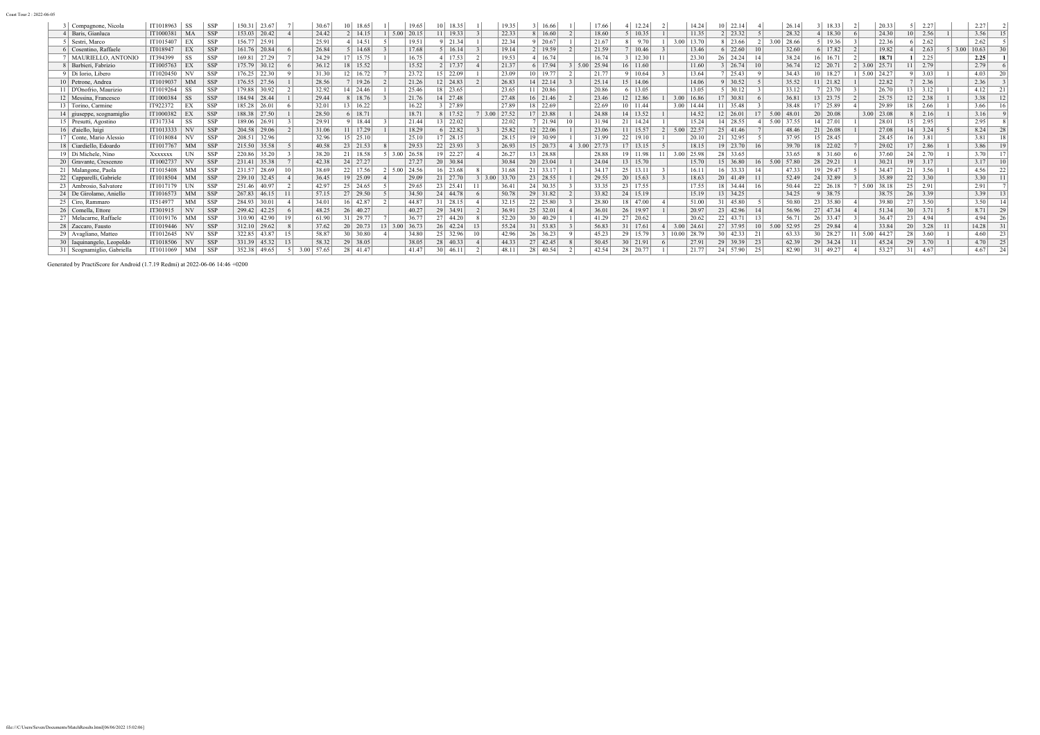| | | | | | | | | | | | | | | | | | | | | | | | | | | | | | | | | | | | | | | | | | | | | | |
|---|---|---|---|---|---|---|---|---|---|---|---|---|---|---|---|---|---|---|---|---|---|---|---|---|---|---|---|---|---|---|---|---|---|---|---|---|---|---|---|---|---|---|---|---|---|
| 3 | Compagnone, Nicola | IT1018963 | SS | SSP | 150.31 | 23.67 | 7 | | 30.67 | 10 | 18.65 | 1 | | 19.65 | 10 | 18.35 | 1 | | 19.35 | 3 | 16.66 | 1 | | 17.66 | 4 | 12.24 | 2 | | 14.24 | 10 | 22.14 | 4 | | 26.14 | 3 | 18.33 | 2 | | 20.33 | 5 | 2.27 | | | 2.27 | 2 |
| 4 | Baris, Gianluca | IT1000381 | MA | SSP | 153.03 | 20.42 | 4 | | 24.42 | 2 | 14.15 | 1 | 5.00 | 20.15 | 11 | 19.33 | 3 | | 22.33 | 8 | 16.60 | 2 | | 18.60 | 5 | 10.35 | 1 | | 11.35 | 2 | 23.32 | 5 | | 28.32 | 4 | 18.30 | 6 | | 24.30 | 10 | 2.56 | 1 | | 3.56 | 15 |
| 5 | Sestri, Marco | IT1015407 | EX | SSP | 156.77 | 25.91 | | | 25.91 | 4 | 14.51 | 5 | | 19.51 | 9 | 21.34 | 1 | | 22.34 | 9 | 20.67 | 1 | | 21.67 | 8 | 9.70 | 1 | 3.00 | 13.70 | 8 | 23.66 | 2 | 3.00 | 28.66 | 5 | 19.36 | 3 | | 22.36 | 6 | 2.62 | | | 2.62 | 5 |
| 6 | Cosentino, Raffaele | IT018947 | EX | SSP | 161.76 | 20.84 | 6 | | 26.84 | 5 | 14.68 | 3 | | 17.68 | 5 | 16.14 | 3 | | 19.14 | 2 | 19.59 | 2 | | 21.59 | 7 | 10.46 | 3 | | 13.46 | 6 | 22.60 | 10 | | 32.60 | 6 | 17.82 | 2 | | 19.82 | 4 | 2.63 | 5 | 3.00 | 10.63 | 30 |
| 7 | MAURIELLO, ANTONIO | IT394399 | SS | SSP | 169.81 | 27.29 | 7 | | 34.29 | 17 | 15.75 | 1 | | 16.75 | 4 | 17.53 | 2 | | 19.53 | 4 | 16.74 | | | 16.74 | 3 | 12.30 | 11 | | 23.30 | 26 | 24.24 | 14 | | 38.24 | 16 | 16.71 | 2 | | 18.71 | 1 | 2.25 | | | 2.25 | 1 |
| 8 | Barbieri, Fabrizio | IT1005763 | EX | SSP | 175.79 | 30.12 | 6 | | 36.12 | 18 | 15.52 | | | 15.52 | 2 | 17.37 | 4 | | 21.37 | 6 | 17.94 | 3 | 5.00 | 25.94 | 16 | 11.60 | | | 11.60 | 3 | 26.74 | 10 | | 36.74 | 12 | 20.71 | 2 | 3.00 | 25.71 | 11 | 2.79 | | | 2.79 | 6 |
| 9 | Di Iorio, Libero | IT1020450 | NV | SSP | 176.25 | 22.30 | 9 | | 31.30 | 12 | 16.72 | 7 | | 23.72 | 15 | 22.09 | 1 | | 23.09 | 10 | 19.77 | 2 | | 21.77 | 9 | 10.64 | 3 | | 13.64 | 7 | 25.43 | 9 | | 34.43 | 10 | 18.27 | 1 | 5.00 | 24.27 | 9 | 3.03 | 1 | | 4.03 | 20 |
| 10 | Petrone, Andrea | IT1019037 | MM | SSP | 176.55 | 27.56 | 1 | | 28.56 | 7 | 19.26 | 2 | | 21.26 | 12 | 24.83 | 2 | | 26.83 | 14 | 22.14 | 3 | | 25.14 | 15 | 14.06 | | | 14.06 | 9 | 30.52 | 5 | | 35.52 | 11 | 21.82 | 1 | | 22.82 | 7 | 2.36 | | | 2.36 | 3 |
| 11 | D'Onofrio, Maurizio | IT1019264 | SS | SSP | 179.88 | 30.92 | 2 | | 32.92 | 14 | 24.46 | 1 | | 25.46 | 18 | 23.65 | | | 23.65 | 11 | 20.86 | | | 20.86 | 6 | 13.05 | | | 13.05 | 5 | 30.12 | 3 | | 33.12 | 7 | 23.70 | 3 | | 26.70 | 13 | 3.12 | 1 | | 4.12 | 21 |
| 12 | Messina, Francesco | IT1000384 | SS | SSP | 184.94 | 28.44 | 1 | | 29.44 | 8 | 18.76 | 3 | | 21.76 | 14 | 27.48 | | | 27.48 | 16 | 21.46 | 2 | | 23.46 | 12 | 12.86 | 1 | 3.00 | 16.86 | 17 | 30.81 | 6 | | 36.81 | 13 | 23.75 | 2 | | 25.75 | 12 | 2.38 | 1 | | 3.38 | 12 |
| 13 | Torino, Carmine | IT922372 | EX | SSP | 185.28 | 26.01 | 6 | | 32.01 | 13 | 16.22 | | | 16.22 | 3 | 27.89 | | | 27.89 | 18 | 22.69 | | | 22.69 | 10 | 11.44 | | 3.00 | 14.44 | 11 | 35.48 | 3 | | 38.48 | 17 | 25.89 | 4 | | 29.89 | 18 | 2.66 | 1 | | 3.66 | 16 |
| 14 | giuseppe, scognamiglio | IT1000382 | EX | SSP | 188.38 | 27.50 | 1 | | 28.50 | 6 | 18.71 | | | 18.71 | 8 | 17.52 | 7 | 3.00 | 27.52 | 17 | 23.88 | 1 | | 24.88 | 14 | 13.52 | 1 | | 14.52 | 12 | 26.01 | 17 | 5.00 | 48.01 | 20 | 20.08 | | 3.00 | 23.08 | 8 | 2.16 | 1 | | 3.16 | 9 |
| 15 | Presutti, Agostino | IT317334 | SS | SSP | 189.06 | 26.91 | 3 | | 29.91 | 9 | 18.44 | 3 | | 21.44 | 13 | 22.02 | | | 22.02 | 7 | 21.94 | 10 | | 31.94 | 21 | 14.24 | 1 | | 15.24 | 14 | 28.55 | 4 | 5.00 | 37.55 | 14 | 27.01 | 1 | | 28.01 | 15 | 2.95 | | | 2.95 | 8 |
| 16 | d'aiello, luigi | IT1013333 | NV | SSP | 204.58 | 29.06 | 2 | | 31.06 | 11 | 17.29 | 1 | | 18.29 | 6 | 22.82 | 3 | | 25.82 | 12 | 22.06 | 1 | | 23.06 | 11 | 15.57 | 2 | 5.00 | 22.57 | 25 | 41.46 | 7 | | 48.46 | 21 | 26.08 | 1 | | 27.08 | 14 | 3.24 | 5 | | 8.24 | 28 |
| 17 | Conte, Mario Alessio | IT1018084 | NV | SSP | 208.51 | 32.96 | | | 32.96 | 15 | 25.10 | | | 25.10 | 17 | 28.15 | | | 28.15 | 19 | 30.99 | 1 | | 31.99 | 22 | 19.10 | 1 | | 20.10 | 21 | 32.95 | 5 | | 37.95 | 15 | 28.45 | | | 28.45 | 16 | 3.81 | | | 3.81 | 18 |
| 18 | Ciardiello, Edoardo | IT1017767 | MM | SSP | 215.50 | 35.58 | 5 | | 40.58 | 23 | 21.53 | 8 | | 29.53 | 22 | 23.93 | 3 | | 26.93 | 15 | 20.73 | 4 | 3.00 | 27.73 | 17 | 13.15 | 5 | | 18.15 | 19 | 23.70 | 16 | | 39.70 | 18 | 22.02 | 7 | | 29.02 | 17 | 2.86 | 1 | | 3.86 | 19 |
| 19 | Di Michele, Nino | Xxxxxxx | UN | SSP | 220.86 | 35.20 | 3 | | 38.20 | 21 | 18.58 | 5 | 3.00 | 26.58 | 19 | 22.27 | 4 | | 26.27 | 13 | 28.88 | | | 28.88 | 19 | 11.98 | 11 | 3.00 | 25.98 | 28 | 33.65 | | | 33.65 | 8 | 31.60 | 6 | | 37.60 | 24 | 2.70 | 1 | | 3.70 | 17 |
| 20 | Gravante, Crescenzo | IT1002737 | NV | SSP | 231.41 | 35.38 | 7 | | 42.38 | 24 | 27.27 | | | 27.27 | 20 | 30.84 | | | 30.84 | 20 | 23.04 | 1 | | 24.04 | 13 | 15.70 | | | 15.70 | 15 | 36.80 | 16 | 5.00 | 57.80 | 28 | 29.21 | 1 | | 30.21 | 19 | 3.17 | | | 3.17 | 10 |
| 21 | Malangone, Paola | IT1015408 | MM | SSP | 231.57 | 28.69 | 10 | | 38.69 | 22 | 17.56 | 2 | 5.00 | 24.56 | 16 | 23.68 | 8 | | 31.68 | 21 | 33.17 | 1 | | 34.17 | 25 | 13.11 | 3 | | 16.11 | 16 | 33.33 | 14 | | 47.33 | 19 | 29.47 | 5 | | 34.47 | 21 | 3.56 | 1 | | 4.56 | 22 |
| 22 | Capparelli, Gabriele | IT1018504 | MM | SSP | 239.10 | 32.45 | 4 | | 36.45 | 19 | 25.09 | 4 | | 29.09 | 21 | 27.70 | 3 | 3.00 | 33.70 | 23 | 28.55 | 1 | | 29.55 | 20 | 15.63 | 3 | | 18.63 | 20 | 41.49 | 11 | | 52.49 | 24 | 32.89 | 3 | | 35.89 | 22 | 3.30 | | | 3.30 | 11 |
| 23 | Ambrosio, Salvatore | IT1017179 | UN | SSP | 251.46 | 40.97 | 2 | | 42.97 | 25 | 24.65 | 5 | | 29.65 | 23 | 25.41 | 11 | | 36.41 | 24 | 30.35 | 3 | | 33.35 | 23 | 17.55 | | | 17.55 | 18 | 34.44 | 16 | | 50.44 | 22 | 26.18 | 7 | 5.00 | 38.18 | 25 | 2.91 | | | 2.91 | 7 |
| 24 | De Girolamo, Aniello | IT1016573 | MM | SSP | 267.83 | 46.15 | 11 | | 57.15 | 27 | 29.50 | 5 | | 34.50 | 24 | 44.78 | 6 | | 50.78 | 29 | 31.82 | 2 | | 33.82 | 24 | 15.19 | | | 15.19 | 13 | 34.25 | | | 34.25 | 9 | 38.75 | | | 38.75 | 26 | 3.39 | | | 3.39 | 13 |
| 25 | Ciro, Rammaro | IT514977 | MM | SSP | 284.93 | 30.01 | 4 | | 34.01 | 16 | 42.87 | 2 | | 44.87 | 31 | 28.15 | 4 | | 32.15 | 22 | 25.80 | 3 | | 28.80 | 18 | 47.00 | 4 | | 51.00 | 31 | 45.80 | 5 | | 50.80 | 23 | 35.80 | 4 | | 39.80 | 27 | 3.50 | | | 3.50 | 14 |
| 26 | Comella, Ettore | IT301915 | NV | SSP | 299.42 | 42.25 | 6 | | 48.25 | 26 | 40.27 | | | 40.27 | 29 | 34.91 | 2 | | 36.91 | 25 | 32.01 | 4 | | 36.01 | 26 | 19.97 | 1 | | 20.97 | 23 | 42.96 | 14 | | 56.96 | 27 | 47.34 | 4 | | 51.34 | 30 | 3.71 | 5 | | 8.71 | 29 |
| 27 | Melacarne, Raffaele | IT1019176 | MM | SSP | 310.90 | 42.90 | 19 | | 61.90 | 31 | 29.77 | 7 | | 36.77 | 27 | 44.20 | 8 | | 52.20 | 30 | 40.29 | 1 | | 41.29 | 27 | 20.62 | | | 20.62 | 22 | 43.71 | 13 | | 56.71 | 26 | 33.47 | 3 | | 36.47 | 23 | 4.94 | | | 4.94 | 26 |
| 28 | Zaccaro, Fausto | IT1019446 | NV | SSP | 312.10 | 29.62 | 8 | | 37.62 | 20 | 20.73 | 13 | 3.00 | 36.73 | 26 | 42.24 | 13 | | 55.24 | 31 | 53.83 | 3 | | 56.83 | 31 | 17.61 | 4 | 3.00 | 24.61 | 27 | 37.95 | 10 | 5.00 | 52.95 | 25 | 29.84 | 4 | | 33.84 | 20 | 3.28 | 11 | | 14.28 | 31 |
| 29 | Avagliano, Matteo | IT1012645 | NV | SSP | 322.85 | 43.87 | 15 | | 58.87 | 30 | 30.80 | 4 | | 34.80 | 25 | 32.96 | 10 | | 42.96 | 26 | 36.23 | 9 | | 45.23 | 29 | 15.79 | 3 | 10.00 | 28.79 | 30 | 42.33 | 21 | | 63.33 | 30 | 28.27 | 11 | 5.00 | 44.27 | 28 | 3.60 | 1 | | 4.60 | 23 |
| 30 | Iaquinangelo, Leopoldo | IT1018506 | NV | SSP | 331.39 | 45.32 | 13 | | 58.32 | 29 | 38.05 | | | 38.05 | 28 | 40.33 | 4 | | 44.33 | 27 | 42.45 | 8 | | 50.45 | 30 | 21.91 | 6 | | 27.91 | 29 | 39.39 | 23 | | 62.39 | 29 | 34.24 | 11 | | 45.24 | 29 | 3.70 | 1 | | 4.70 | 25 |
| 31 | Scognamiglio, Gabriella | IT1011069 | MM | SSP | 352.38 | 49.65 | 5 | 3.00 | 57.65 | 28 | 41.47 | | | 41.47 | 30 | 46.11 | 2 | | 48.11 | 28 | 40.54 | 2 | | 42.54 | 28 | 20.77 | 1 | | 21.77 | 24 | 57.90 | 25 | | 82.90 | 31 | 49.27 | 4 | | 53.27 | 31 | 4.67 | | | 4.67 | 24 |

Generated by PractiScore for Android (1.7.19 Redmi) at 2022-06-06 14:46 +0200